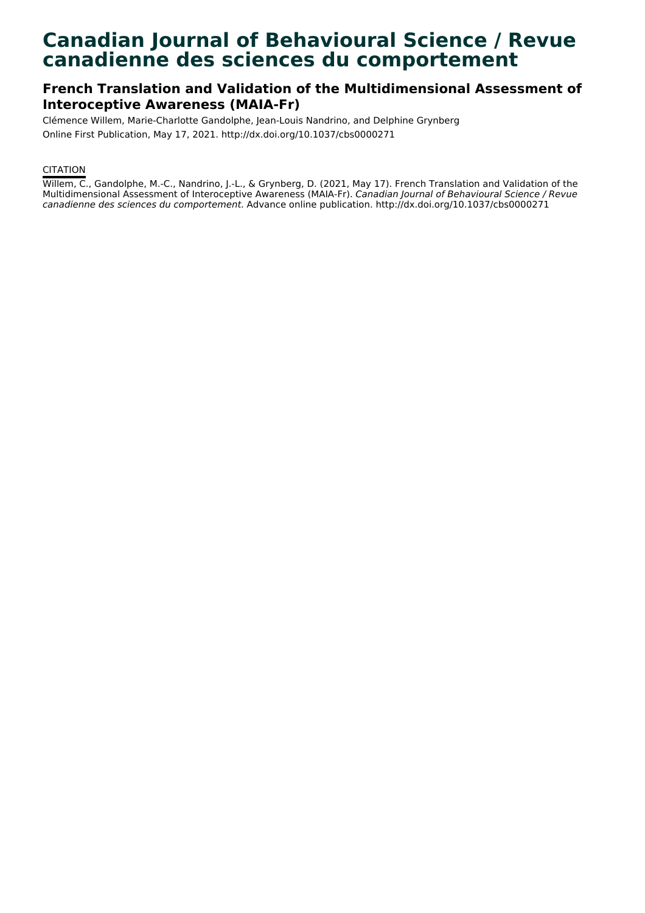# Canadian Journal of Behavioural Science / Revue canadienne des sciences du comportement

## French Translation and Validation of the Multidimensional Assessment of Interoceptive Awareness (MAIA-Fr)

Clémence Willem, Marie-Charlotte Gandolphe, Jean-Louis Nandrino, and Delphine Grynberg

Online First Publication, May 17, 2021. http://dx.doi.org/10.1037/cbs0000271

CITATION

Willem, C., Gandolphe, M.-C., Nandrino, J.-L., & Grynberg, D. (2021, May 17). French Translation and Validation of the Multidimensional Assessment of Interoceptive Awareness (MAIA-Fr). *Canadian Journal of Behavioural Science / Revue canadienne des sciences du comportement*. Advance online publication. http://dx.doi.org/10.1037/cbs0000271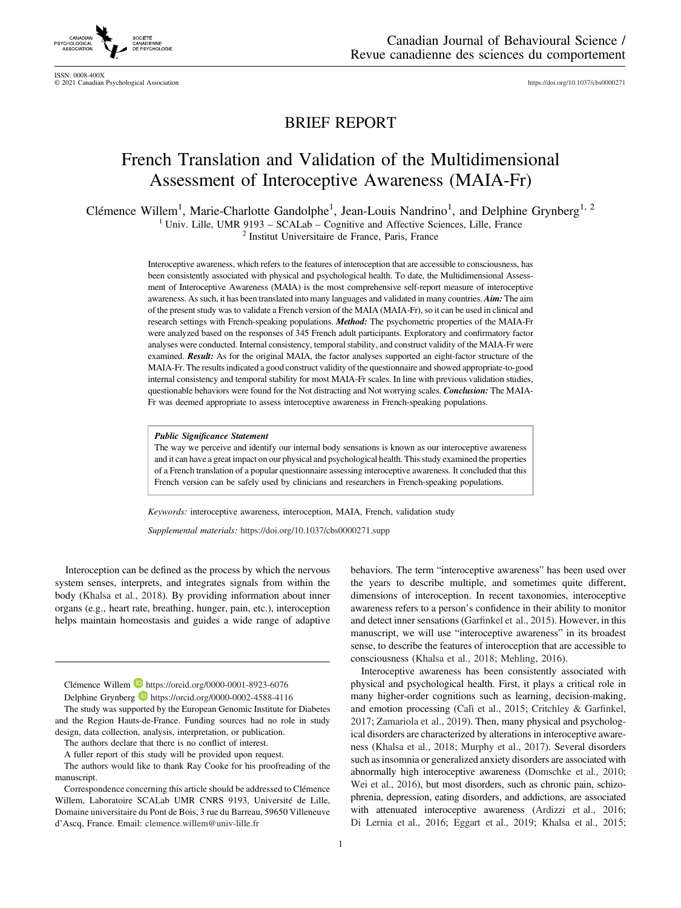# French Translation and Validation of the Multidimensional Assessment of Interoceptive Awareness (MAIA-Fr)

Clémence Willem[1], Marie-Charlotte Gandolphe[1], Jean-Louis Nandrino[1], and Delphine Grynberg[1, 2]

[1] Univ. Lille, UMR 9193 – SCALab – Cognitive and Affective Sciences, Lille, France

[2] Institut Universitaire de France, Paris, France

Interoceptive awareness, which refers to the features of interoception that are accessible to consciousness, has been consistently associated with physical and psychological health. To date, the Multidimensional Assessment of Interoceptive Awareness (MAIA) is the most comprehensive self-report measure of interoceptive awareness. As such, it has been translated into many languages and validated in many countries. ***Aim:*** The aim of the present study was to validate a French version of the MAIA (MAIA-Fr), so it can be used in clinical and research settings with French-speaking populations. ***Method:*** The psychometric properties of the MAIA-Fr were analyzed based on the responses of 345 French adult participants. Exploratory and confirmatory factor analyses were conducted. Internal consistency, temporal stability, and construct validity of the MAIA-Fr were examined. ***Result:*** As for the original MAIA, the factor analyses supported an eight-factor structure of the MAIA-Fr. The results indicated a good construct validity of the questionnaire and showed appropriate-to-good internal consistency and temporal stability for most MAIA-Fr scales. In line with previous validation studies, questionable behaviors were found for the Not distracting and Not worrying scales. ***Conclusion:*** The MAIA-Fr was deemed appropriate to assess interoceptive awareness in French-speaking populations.

> ***Public Significance Statement***
>
> The way we perceive and identify our internal body sensations is known as our interoceptive awareness and it can have a great impact on our physical and psychological health. This study examined the properties of a French translation of a popular questionnaire assessing interoceptive awareness. It concluded that this French version can be safely used by clinicians and researchers in French-speaking populations.

*Keywords:* interoceptive awareness, interoception, MAIA, French, validation study

*Supplemental materials:* https://doi.org/10.1037/cbs0000271.supp

Interoception can be defined as the process by which the nervous system senses, interprets, and integrates signals from within the body (Khalsa et al., 2018). By providing information about inner organs (e.g., heart rate, breathing, hunger, pain, etc.), interoception helps maintain homeostasis and guides a wide range of adaptive behaviors. The term "interoceptive awareness" has been used over the years to describe multiple, and sometimes quite different, dimensions of interoception. In recent taxonomies, interoceptive awareness refers to a person's confidence in their ability to monitor and detect inner sensations (Garfinkel et al., 2015). However, in this manuscript, we will use "interoceptive awareness" in its broadest sense, to describe the features of interoception that are accessible to consciousness (Khalsa et al., 2018; Mehling, 2016).

Interoceptive awareness has been consistently associated with physical and psychological health. First, it plays a critical role in many higher-order cognitions such as learning, decision-making, and emotion processing (Calì et al., 2015; Critchley & Garfinkel, 2017; Zamariola et al., 2019). Then, many physical and psychological disorders are characterized by alterations in interoceptive awareness (Khalsa et al., 2018; Murphy et al., 2017). Several disorders such as insomnia or generalized anxiety disorders are associated with abnormally high interoceptive awareness (Domschke et al., 2010; Wei et al., 2016), but most disorders, such as chronic pain, schizophrenia, depression, eating disorders, and addictions, are associated with attenuated interoceptive awareness (Ardizzi et al., 2016; Di Lernia et al., 2016; Eggart et al., 2019; Khalsa et al., 2015;

---

Clémence Willem https://orcid.org/0000-0001-8923-6076

Delphine Grynberg https://orcid.org/0000-0002-4588-4116

The study was supported by the European Genomic Institute for Diabetes and the Region Hauts-de-France. Funding sources had no role in study design, data collection, analysis, interpretation, or publication.

The authors declare that there is no conflict of interest.

A fuller report of this study will be provided upon request.

The authors would like to thank Ray Cooke for his proofreading of the manuscript.

Correspondence concerning this article should be addressed to Clémence Willem, Laboratoire SCALab UMR CNRS 9193, Université de Lille, Domaine universitaire du Pont de Bois, 3 rue du Barreau, 59650 Villeneuve d'Ascq, France. Email: clemence.willem@univ-lille.fr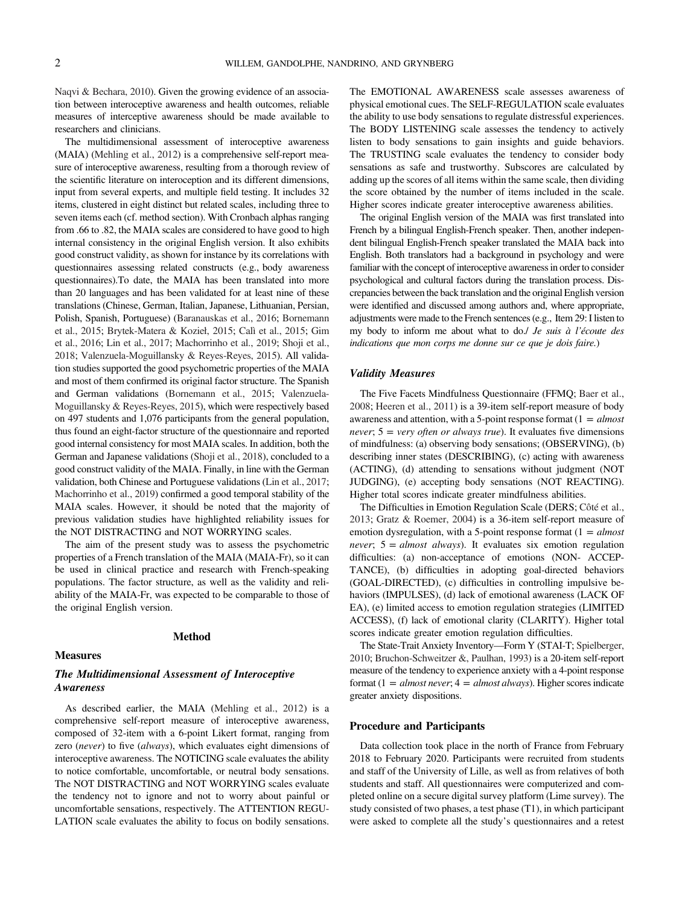Naqvi & Bechara, 2010). Given the growing evidence of an association between interoceptive awareness and health outcomes, reliable measures of interceptive awareness should be made available to researchers and clinicians.

The multidimensional assessment of interoceptive awareness (MAIA) (Mehling et al., 2012) is a comprehensive self-report measure of interoceptive awareness, resulting from a thorough review of the scientific literature on interoception and its different dimensions, input from several experts, and multiple field testing. It includes 32 items, clustered in eight distinct but related scales, including three to seven items each (cf. method section). With Cronbach alphas ranging from .66 to .82, the MAIA scales are considered to have good to high internal consistency in the original English version. It also exhibits good construct validity, as shown for instance by its correlations with questionnaires assessing related constructs (e.g., body awareness questionnaires).To date, the MAIA has been translated into more than 20 languages and has been validated for at least nine of these translations (Chinese, German, Italian, Japanese, Lithuanian, Persian, Polish, Spanish, Portuguese) (Baranauskas et al., 2016; Bornemann et al., 2015; Brytek-Matera & Kozieł, 2015; Calì et al., 2015; Gim et al., 2016; Lin et al., 2017; Machorrinho et al., 2019; Shoji et al., 2018; Valenzuela-Moguillansky & Reyes-Reyes, 2015). All validation studies supported the good psychometric properties of the MAIA and most of them confirmed its original factor structure. The Spanish and German validations (Bornemann et al., 2015; Valenzuela-Moguillansky & Reyes-Reyes, 2015), which were respectively based on 497 students and 1,076 participants from the general population, thus found an eight-factor structure of the questionnaire and reported good internal consistency for most MAIA scales. In addition, both the German and Japanese validations (Shoji et al., 2018), concluded to a good construct validity of the MAIA. Finally, in line with the German validation, both Chinese and Portuguese validations (Lin et al., 2017; Machorrinho et al., 2019) confirmed a good temporal stability of the MAIA scales. However, it should be noted that the majority of previous validation studies have highlighted reliability issues for the NOT DISTRACTING and NOT WORRYING scales.

The aim of the present study was to assess the psychometric properties of a French translation of the MAIA (MAIA-Fr), so it can be used in clinical practice and research with French-speaking populations. The factor structure, as well as the validity and reliability of the MAIA-Fr, was expected to be comparable to those of the original English version.

## Method

### Measures

#### *The Multidimensional Assessment of Interoceptive Awareness*

As described earlier, the MAIA (Mehling et al., 2012) is a comprehensive self-report measure of interoceptive awareness, composed of 32-item with a 6-point Likert format, ranging from zero (*never*) to five (*always*), which evaluates eight dimensions of interoceptive awareness. The NOTICING scale evaluates the ability to notice comfortable, uncomfortable, or neutral body sensations. The NOT DISTRACTING and NOT WORRYING scales evaluate the tendency not to ignore and not to worry about painful or uncomfortable sensations, respectively. The ATTENTION REGULATION scale evaluates the ability to focus on bodily sensations. The EMOTIONAL AWARENESS scale assesses awareness of physical emotional cues. The SELF-REGULATION scale evaluates the ability to use body sensations to regulate distressful experiences. The BODY LISTENING scale assesses the tendency to actively listen to body sensations to gain insights and guide behaviors. The TRUSTING scale evaluates the tendency to consider body sensations as safe and trustworthy. Subscores are calculated by adding up the scores of all items within the same scale, then dividing the score obtained by the number of items included in the scale. Higher scores indicate greater interoceptive awareness abilities.

The original English version of the MAIA was first translated into French by a bilingual English-French speaker. Then, another independent bilingual English-French speaker translated the MAIA back into English. Both translators had a background in psychology and were familiar with the concept of interoceptive awareness in order to consider psychological and cultural factors during the translation process. Discrepancies between the back translation and the original English version were identified and discussed among authors and, where appropriate, adjustments were made to the French sentences (e.g., Item 29: I listen to my body to inform me about what to do./ *Je suis à l'écoute des indications que mon corps me donne sur ce que je dois faire.*)

#### *Validity Measures*

The Five Facets Mindfulness Questionnaire (FFMQ; Baer et al., 2008; Heeren et al., 2011) is a 39-item self-report measure of body awareness and attention, with a 5-point response format (1 = *almost never*; 5 = *very often or always true*). It evaluates five dimensions of mindfulness: (a) observing body sensations; (OBSERVING), (b) describing inner states (DESCRIBING), (c) acting with awareness (ACTING), (d) attending to sensations without judgment (NOT JUDGING), (e) accepting body sensations (NOT REACTING). Higher total scores indicate greater mindfulness abilities.

The Difficulties in Emotion Regulation Scale (DERS; Côté et al., 2013; Gratz & Roemer, 2004) is a 36-item self-report measure of emotion dysregulation, with a 5-point response format (1 = *almost never*; 5 = *almost always*). It evaluates six emotion regulation difficulties: (a) non-acceptance of emotions (NON- ACCEPTANCE), (b) difficulties in adopting goal-directed behaviors (GOAL-DIRECTED), (c) difficulties in controlling impulsive behaviors (IMPULSES), (d) lack of emotional awareness (LACK OF EA), (e) limited access to emotion regulation strategies (LIMITED ACCESS), (f) lack of emotional clarity (CLARITY). Higher total scores indicate greater emotion regulation difficulties.

The State-Trait Anxiety Inventory—Form Y (STAI-T; Spielberger, 2010; Bruchon-Schweitzer &, Paulhan, 1993) is a 20-item self-report measure of the tendency to experience anxiety with a 4-point response format (1 = *almost never*; 4 = *almost always*). Higher scores indicate greater anxiety dispositions.

### Procedure and Participants

Data collection took place in the north of France from February 2018 to February 2020. Participants were recruited from students and staff of the University of Lille, as well as from relatives of both students and staff. All questionnaires were computerized and completed online on a secure digital survey platform (Lime survey). The study consisted of two phases, a test phase (T1), in which participant were asked to complete all the study's questionnaires and a retest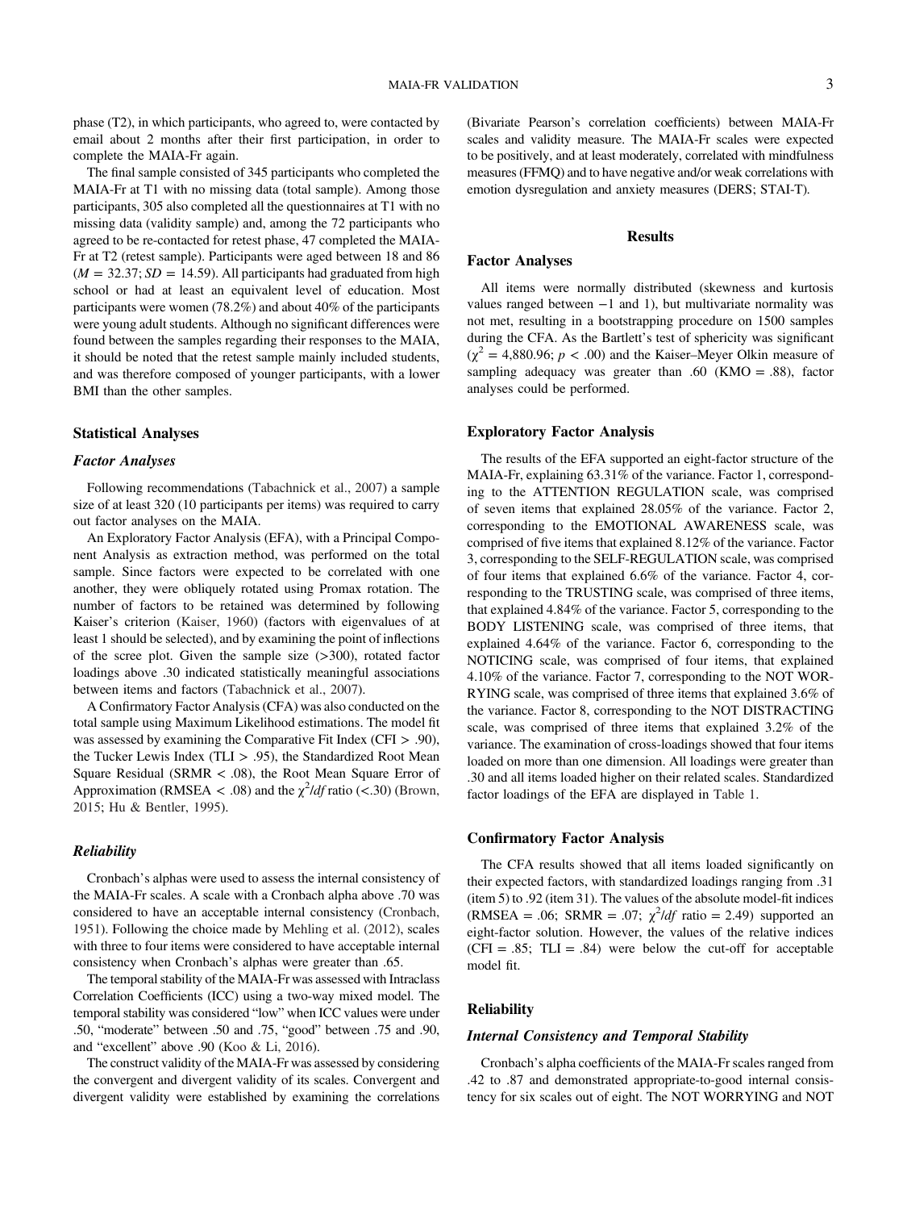phase (T2), in which participants, who agreed to, were contacted by email about 2 months after their first participation, in order to complete the MAIA-Fr again.

The final sample consisted of 345 participants who completed the MAIA-Fr at T1 with no missing data (total sample). Among those participants, 305 also completed all the questionnaires at T1 with no missing data (validity sample) and, among the 72 participants who agreed to be re-contacted for retest phase, 47 completed the MAIA-Fr at T2 (retest sample). Participants were aged between 18 and 86 ($M = 32.37$; $SD = 14.59$). All participants had graduated from high school or had at least an equivalent level of education. Most participants were women (78.2%) and about 40% of the participants were young adult students. Although no significant differences were found between the samples regarding their responses to the MAIA, it should be noted that the retest sample mainly included students, and was therefore composed of younger participants, with a lower BMI than the other samples.

## Statistical Analyses

### *Factor Analyses*

Following recommendations (Tabachnick et al., 2007) a sample size of at least 320 (10 participants per items) was required to carry out factor analyses on the MAIA.

An Exploratory Factor Analysis (EFA), with a Principal Component Analysis as extraction method, was performed on the total sample. Since factors were expected to be correlated with one another, they were obliquely rotated using Promax rotation. The number of factors to be retained was determined by following Kaiser's criterion (Kaiser, 1960) (factors with eigenvalues of at least 1 should be selected), and by examining the point of inflections of the scree plot. Given the sample size (>300), rotated factor loadings above .30 indicated statistically meaningful associations between items and factors (Tabachnick et al., 2007).

A Confirmatory Factor Analysis (CFA) was also conducted on the total sample using Maximum Likelihood estimations. The model fit was assessed by examining the Comparative Fit Index (CFI > .90), the Tucker Lewis Index (TLI > .95), the Standardized Root Mean Square Residual (SRMR < .08), the Root Mean Square Error of Approximation (RMSEA < .08) and the $\chi^2/df$ ratio (<.30) (Brown, 2015; Hu & Bentler, 1995).

### *Reliability*

Cronbach's alphas were used to assess the internal consistency of the MAIA-Fr scales. A scale with a Cronbach alpha above .70 was considered to have an acceptable internal consistency (Cronbach, 1951). Following the choice made by Mehling et al. (2012), scales with three to four items were considered to have acceptable internal consistency when Cronbach's alphas were greater than .65.

The temporal stability of the MAIA-Fr was assessed with Intraclass Correlation Coefficients (ICC) using a two-way mixed model. The temporal stability was considered "low" when ICC values were under .50, "moderate" between .50 and .75, "good" between .75 and .90, and "excellent" above .90 (Koo & Li, 2016).

The construct validity of the MAIA-Fr was assessed by considering the convergent and divergent validity of its scales. Convergent and divergent validity were established by examining the correlations (Bivariate Pearson's correlation coefficients) between MAIA-Fr scales and validity measure. The MAIA-Fr scales were expected to be positively, and at least moderately, correlated with mindfulness measures (FFMQ) and to have negative and/or weak correlations with emotion dysregulation and anxiety measures (DERS; STAI-T).

# Results

## Factor Analyses

All items were normally distributed (skewness and kurtosis values ranged between −1 and 1), but multivariate normality was not met, resulting in a bootstrapping procedure on 1500 samples during the CFA. As the Bartlett's test of sphericity was significant ($\chi^2 = 4{,}880.96$; $p < .00$) and the Kaiser–Meyer Olkin measure of sampling adequacy was greater than .60 (KMO = .88), factor analyses could be performed.

## Exploratory Factor Analysis

The results of the EFA supported an eight-factor structure of the MAIA-Fr, explaining 63.31% of the variance. Factor 1, corresponding to the ATTENTION REGULATION scale, was comprised of seven items that explained 28.05% of the variance. Factor 2, corresponding to the EMOTIONAL AWARENESS scale, was comprised of five items that explained 8.12% of the variance. Factor 3, corresponding to the SELF-REGULATION scale, was comprised of four items that explained 6.6% of the variance. Factor 4, corresponding to the TRUSTING scale, was comprised of three items, that explained 4.84% of the variance. Factor 5, corresponding to the BODY LISTENING scale, was comprised of three items, that explained 4.64% of the variance. Factor 6, corresponding to the NOTICING scale, was comprised of four items, that explained 4.10% of the variance. Factor 7, corresponding to the NOT WORRYING scale, was comprised of three items that explained 3.6% of the variance. Factor 8, corresponding to the NOT DISTRACTING scale, was comprised of three items that explained 3.2% of the variance. The examination of cross-loadings showed that four items loaded on more than one dimension. All loadings were greater than .30 and all items loaded higher on their related scales. Standardized factor loadings of the EFA are displayed in Table 1.

## Confirmatory Factor Analysis

The CFA results showed that all items loaded significantly on their expected factors, with standardized loadings ranging from .31 (item 5) to .92 (item 31). The values of the absolute model-fit indices (RMSEA = .06; SRMR = .07; $\chi^2/df$ ratio = 2.49) supported an eight-factor solution. However, the values of the relative indices (CFI = .85; TLI = .84) were below the cut-off for acceptable model fit.

## Reliability

### *Internal Consistency and Temporal Stability*

Cronbach's alpha coefficients of the MAIA-Fr scales ranged from .42 to .87 and demonstrated appropriate-to-good internal consistency for six scales out of eight. The NOT WORRYING and NOT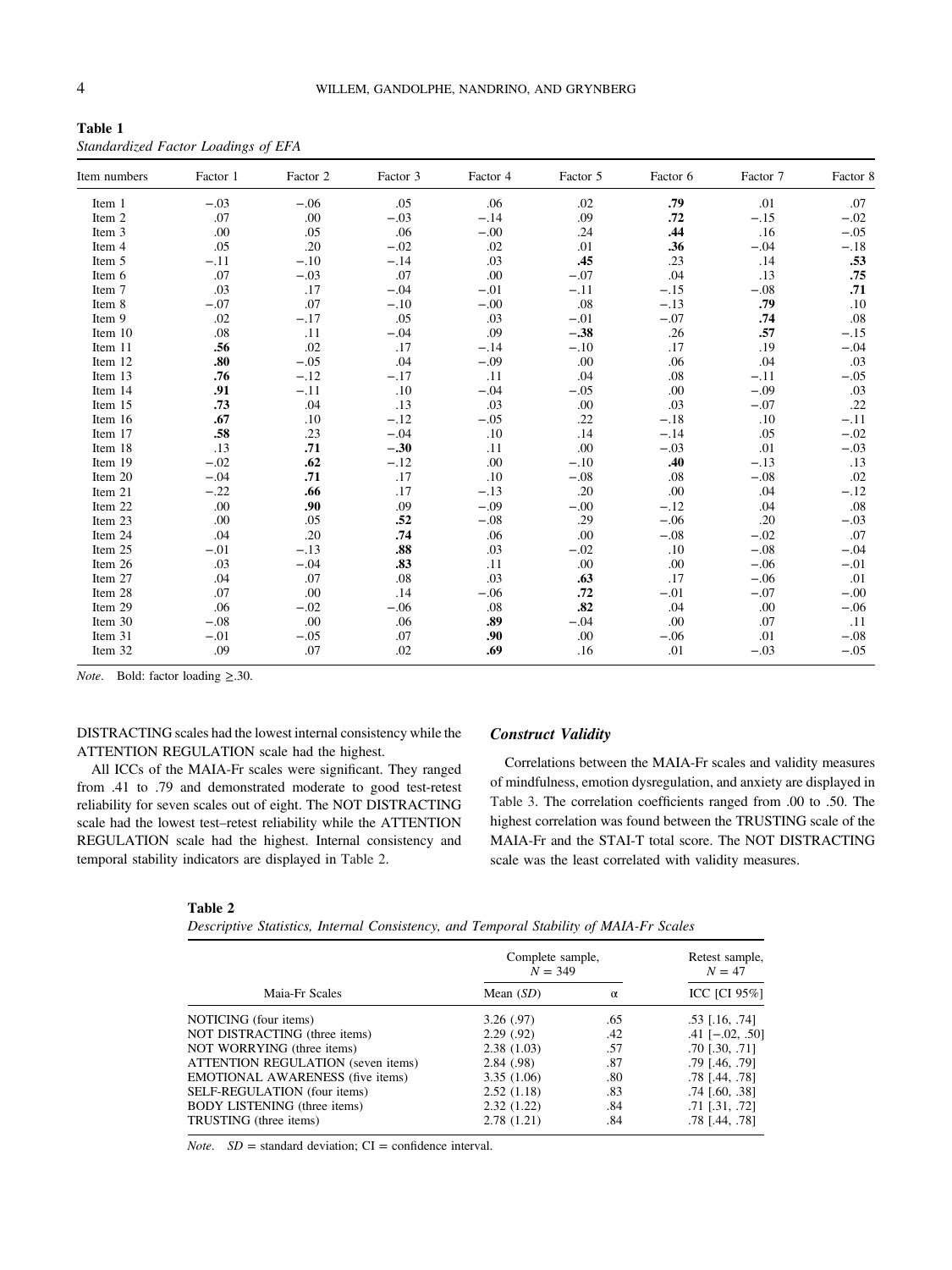**Table 1**
*Standardized Factor Loadings of EFA*

| Item numbers | Factor 1 | Factor 2 | Factor 3 | Factor 4 | Factor 5 | Factor 6 | Factor 7 | Factor 8 |
|---|---|---|---|---|---|---|---|---|
| Item 1 | −.03 | −.06 | .05 | .06 | .02 | **.79** | .01 | .07 |
| Item 2 | .07 | .00 | −.03 | −.14 | .09 | **.72** | −.15 | −.02 |
| Item 3 | .00 | .05 | .06 | −.00 | .24 | **.44** | .16 | −.05 |
| Item 4 | .05 | .20 | −.02 | .02 | .01 | **.36** | −.04 | −.18 |
| Item 5 | −.11 | −.10 | −.14 | .03 | **.45** | .23 | .14 | **.53** |
| Item 6 | .07 | −.03 | .07 | .00 | −.07 | .04 | .13 | **.75** |
| Item 7 | .03 | .17 | −.04 | −.01 | −.11 | −.15 | −.08 | **.71** |
| Item 8 | −.07 | .07 | −.10 | −.00 | .08 | −.13 | **.79** | .10 |
| Item 9 | .02 | −.17 | .05 | .03 | −.01 | −.07 | **.74** | .08 |
| Item 10 | .08 | .11 | −.04 | .09 | **−.38** | .26 | **.57** | −.15 |
| Item 11 | **.56** | .02 | .17 | −.14 | −.10 | .17 | .19 | −.04 |
| Item 12 | **.80** | −.05 | .04 | −.09 | .00 | .06 | .04 | .03 |
| Item 13 | **.76** | −.12 | −.17 | .11 | .04 | .08 | −.11 | −.05 |
| Item 14 | **.91** | −.11 | .10 | −.04 | −.05 | .00 | −.09 | .03 |
| Item 15 | **.73** | .04 | .13 | .03 | .00 | .03 | −.07 | .22 |
| Item 16 | **.67** | .10 | −.12 | −.05 | .22 | −.18 | .10 | −.11 |
| Item 17 | **.58** | .23 | −.04 | .10 | .14 | −.14 | .05 | −.02 |
| Item 18 | .13 | **.71** | **−.30** | .11 | .00 | −.03 | .01 | −.03 |
| Item 19 | −.02 | **.62** | −.12 | .00 | −.10 | **.40** | −.13 | .13 |
| Item 20 | −.04 | **.71** | .17 | .10 | −.08 | .08 | −.08 | .02 |
| Item 21 | −.22 | **.66** | .17 | −.13 | .20 | .00 | .04 | −.12 |
| Item 22 | .00 | **.90** | .09 | −.09 | −.00 | −.12 | .04 | .08 |
| Item 23 | .00 | .05 | **.52** | −.08 | .29 | −.06 | .20 | −.03 |
| Item 24 | .04 | .20 | **.74** | .06 | .00 | −.08 | −.02 | .07 |
| Item 25 | −.01 | −.13 | **.88** | .03 | −.02 | .10 | −.08 | −.04 |
| Item 26 | .03 | −.04 | **.83** | .11 | .00 | .00 | −.06 | −.01 |
| Item 27 | .04 | .07 | .08 | .03 | **.63** | .17 | −.06 | .01 |
| Item 28 | .07 | .00 | .14 | −.06 | **.72** | −.01 | −.07 | −.00 |
| Item 29 | .06 | −.02 | −.06 | .08 | **.82** | .04 | .00 | −.06 |
| Item 30 | −.08 | .00 | .06 | **.89** | −.04 | .00 | .07 | .11 |
| Item 31 | −.01 | −.05 | .07 | **.90** | .00 | −.06 | .01 | −.08 |
| Item 32 | .09 | .07 | .02 | **.69** | .16 | .01 | −.03 | −.05 |

*Note*. Bold: factor loading ≥.30.

DISTRACTING scales had the lowest internal consistency while the ATTENTION REGULATION scale had the highest.

All ICCs of the MAIA-Fr scales were significant. They ranged from .41 to .79 and demonstrated moderate to good test-retest reliability for seven scales out of eight. The NOT DISTRACTING scale had the lowest test–retest reliability while the ATTENTION REGULATION scale had the highest. Internal consistency and temporal stability indicators are displayed in Table 2.

### *Construct Validity*

Correlations between the MAIA-Fr scales and validity measures of mindfulness, emotion dysregulation, and anxiety are displayed in Table 3. The correlation coefficients ranged from .00 to .50. The highest correlation was found between the TRUSTING scale of the MAIA-Fr and the STAI-T total score. The NOT DISTRACTING scale was the least correlated with validity measures.

**Table 2**
*Descriptive Statistics, Internal Consistency, and Temporal Stability of MAIA-Fr Scales*

| | Complete sample, $N = 349$ | | Retest sample, $N = 47$ |
|---|---|---|---|
| Maia-Fr Scales | Mean (*SD*) | α | ICC [CI 95%] |
| NOTICING (four items) | 3.26 (.97) | .65 | .53 [.16, .74] |
| NOT DISTRACTING (three items) | 2.29 (.92) | .42 | .41 [−.02, .50] |
| NOT WORRYING (three items) | 2.38 (1.03) | .57 | .70 [.30, .71] |
| ATTENTION REGULATION (seven items) | 2.84 (.98) | .87 | .79 [.46, .79] |
| EMOTIONAL AWARENESS (five items) | 3.35 (1.06) | .80 | .78 [.44, .78] |
| SELF-REGULATION (four items) | 2.52 (1.18) | .83 | .74 [.60, .38] |
| BODY LISTENING (three items) | 2.32 (1.22) | .84 | .71 [.31, .72] |
| TRUSTING (three items) | 2.78 (1.21) | .84 | .78 [.44, .78] |

*Note*. *SD* = standard deviation; CI = confidence interval.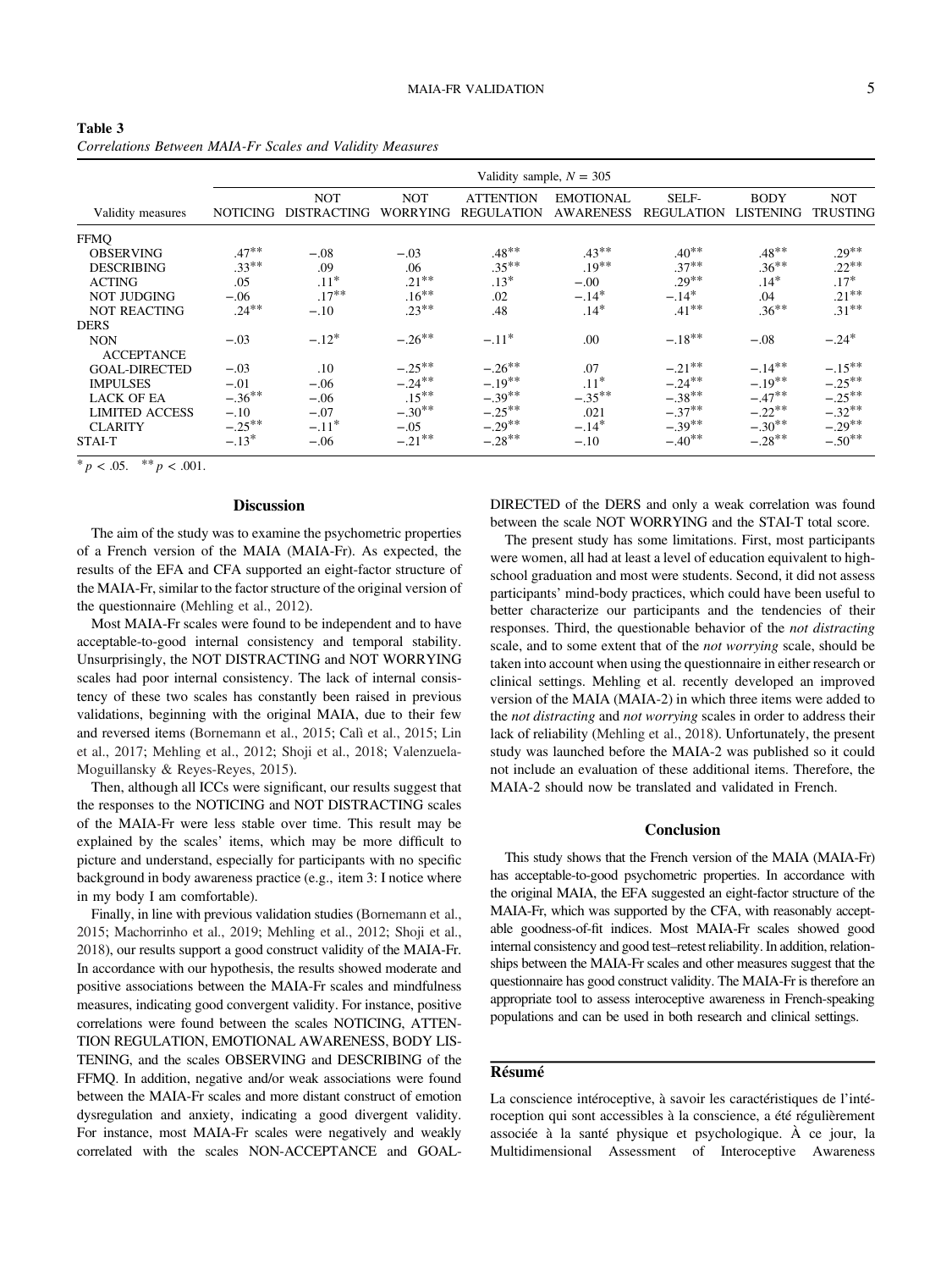**Table 3**
*Correlations Between MAIA-Fr Scales and Validity Measures*

| | Validity sample, $N$ = 305 | | | | | | | |
|---|---|---|---|---|---|---|---|---|
| Validity measures | NOTICING | NOT DISTRACTING | NOT WORRYING | ATTENTION REGULATION | EMOTIONAL AWARENESS | SELF-REGULATION | BODY LISTENING | NOT TRUSTING |
| FFMQ | | | | | | | | |
| OBSERVING | .47** | −.08 | −.03 | .48** | .43** | .40** | .48** | .29** |
| DESCRIBING | .33** | .09 | .06 | .35** | .19** | .37** | .36** | .22** |
| ACTING | .05 | .11* | .21** | .13* | −.00 | .29** | .14* | .17* |
| NOT JUDGING | −.06 | .17** | .16** | .02 | −.14* | −.14* | .04 | .21** |
| NOT REACTING | .24** | −.10 | .23** | .48 | .14* | .41** | .36** | .31** |
| DERS | | | | | | | | |
| NON ACCEPTANCE | −.03 | −.12* | −.26** | −.11* | .00 | −.18** | −.08 | −.24* |
| GOAL-DIRECTED | −.03 | .10 | −.25** | −.26** | .07 | −.21** | −.14** | −.15** |
| IMPULSES | −.01 | −.06 | −.24** | −.19** | .11* | −.24** | −.19** | −.25** |
| LACK OF EA | −.36** | −.06 | .15** | −.39** | −.35** | −.38** | −.47** | −.25** |
| LIMITED ACCESS | −.10 | −.07 | −.30** | −.25** | .021 | −.37** | −.22** | −.32** |
| CLARITY | −.25** | −.11* | −.05 | −.29** | −.14* | −.39** | −.30** | −.29** |
| STAI-T | −.13* | −.06 | −.21** | −.28** | −.10 | −.40** | −.28** | −.50** |

* $p < .05$. ** $p < .001$.

## Discussion

The aim of the study was to examine the psychometric properties of a French version of the MAIA (MAIA-Fr). As expected, the results of the EFA and CFA supported an eight-factor structure of the MAIA-Fr, similar to the factor structure of the original version of the questionnaire (Mehling et al., 2012).

Most MAIA-Fr scales were found to be independent and to have acceptable-to-good internal consistency and temporal stability. Unsurprisingly, the NOT DISTRACTING and NOT WORRYING scales had poor internal consistency. The lack of internal consistency of these two scales has constantly been raised in previous validations, beginning with the original MAIA, due to their few and reversed items (Bornemann et al., 2015; Calì et al., 2015; Lin et al., 2017; Mehling et al., 2012; Shoji et al., 2018; Valenzuela-Moguillansky & Reyes-Reyes, 2015).

Then, although all ICCs were significant, our results suggest that the responses to the NOTICING and NOT DISTRACTING scales of the MAIA-Fr were less stable over time. This result may be explained by the scales' items, which may be more difficult to picture and understand, especially for participants with no specific background in body awareness practice (e.g., item 3: I notice where in my body I am comfortable).

Finally, in line with previous validation studies (Bornemann et al., 2015; Machorrinho et al., 2019; Mehling et al., 2012; Shoji et al., 2018), our results support a good construct validity of the MAIA-Fr. In accordance with our hypothesis, the results showed moderate and positive associations between the MAIA-Fr scales and mindfulness measures, indicating good convergent validity. For instance, positive correlations were found between the scales NOTICING, ATTENTION REGULATION, EMOTIONAL AWARENESS, BODY LISTENING, and the scales OBSERVING and DESCRIBING of the FFMQ. In addition, negative and/or weak associations were found between the MAIA-Fr scales and more distant construct of emotion dysregulation and anxiety, indicating a good divergent validity. For instance, most MAIA-Fr scales were negatively and weakly correlated with the scales NON-ACCEPTANCE and GOAL-DIRECTED of the DERS and only a weak correlation was found between the scale NOT WORRYING and the STAI-T total score.

The present study has some limitations. First, most participants were women, all had at least a level of education equivalent to high-school graduation and most were students. Second, it did not assess participants' mind-body practices, which could have been useful to better characterize our participants and the tendencies of their responses. Third, the questionable behavior of the *not distracting* scale, and to some extent that of the *not worrying* scale, should be taken into account when using the questionnaire in either research or clinical settings. Mehling et al. recently developed an improved version of the MAIA (MAIA-2) in which three items were added to the *not distracting* and *not worrying* scales in order to address their lack of reliability (Mehling et al., 2018). Unfortunately, the present study was launched before the MAIA-2 was published so it could not include an evaluation of these additional items. Therefore, the MAIA-2 should now be translated and validated in French.

## Conclusion

This study shows that the French version of the MAIA (MAIA-Fr) has acceptable-to-good psychometric properties. In accordance with the original MAIA, the EFA suggested an eight-factor structure of the MAIA-Fr, which was supported by the CFA, with reasonably acceptable goodness-of-fit indices. Most MAIA-Fr scales showed good internal consistency and good test–retest reliability. In addition, relationships between the MAIA-Fr scales and other measures suggest that the questionnaire has good construct validity. The MAIA-Fr is therefore an appropriate tool to assess interoceptive awareness in French-speaking populations and can be used in both research and clinical settings.

## Résumé

La conscience intéroceptive, à savoir les caractéristiques de l'intéroception qui sont accessibles à la conscience, a été régulièrement associée à la santé physique et psychologique. À ce jour, la Multidimensional Assessment of Interoceptive Awareness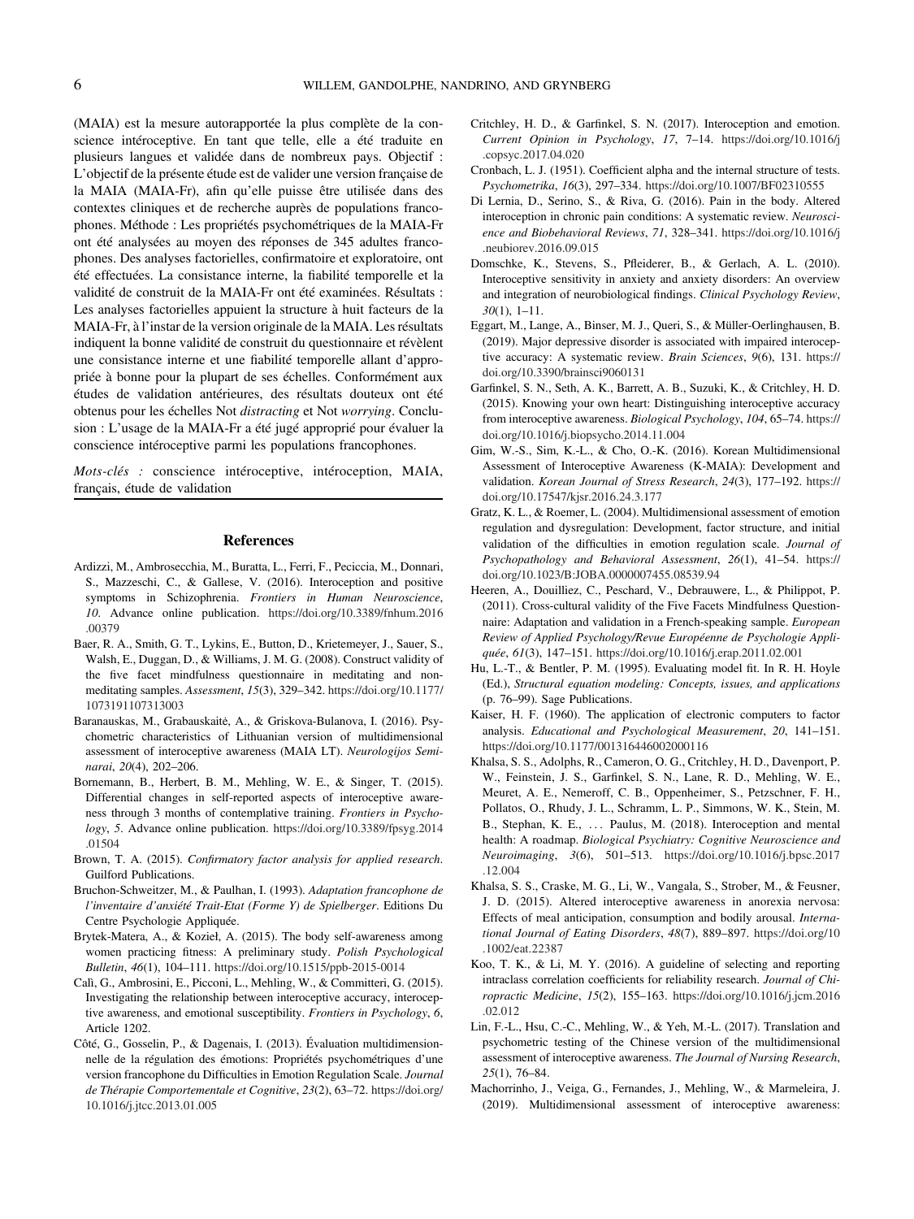(MAIA) est la mesure autorapportée la plus complète de la conscience intéroceptive. En tant que telle, elle a été traduite en plusieurs langues et validée dans de nombreux pays. Objectif : L'objectif de la présente étude est de valider une version française de la MAIA (MAIA-Fr), afin qu'elle puisse être utilisée dans des contextes cliniques et de recherche auprès de populations francophones. Méthode : Les propriétés psychométriques de la MAIA-Fr ont été analysées au moyen des réponses de 345 adultes francophones. Des analyses factorielles, confirmatoire et exploratoire, ont été effectuées. La consistance interne, la fiabilité temporelle et la validité de construit de la MAIA-Fr ont été examinées. Résultats : Les analyses factorielles appuient la structure à huit facteurs de la MAIA-Fr, à l'instar de la version originale de la MAIA. Les résultats indiquent la bonne validité de construit du questionnaire et révèlent une consistance interne et une fiabilité temporelle allant d'appropriée à bonne pour la plupart de ses échelles. Conformément aux études de validation antérieures, des résultats douteux ont été obtenus pour les échelles Not *distracting* et Not *worrying*. Conclusion : L'usage de la MAIA-Fr a été jugé approprié pour évaluer la conscience intéroceptive parmi les populations francophones.

*Mots-clés :* conscience intéroceptive, intéroception, MAIA, français, étude de validation

## References

Ardizzi, M., Ambrosecchia, M., Buratta, L., Ferri, F., Peciccia, M., Donnari, S., Mazzeschi, C., & Gallese, V. (2016). Interoception and positive symptoms in Schizophrenia. *Frontiers in Human Neuroscience*, *10*. Advance online publication. https://doi.org/10.3389/fnhum.2016.00379

Baer, R. A., Smith, G. T., Lykins, E., Button, D., Krietemeyer, J., Sauer, S., Walsh, E., Duggan, D., & Williams, J. M. G. (2008). Construct validity of the five facet mindfulness questionnaire in meditating and nonmeditating samples. *Assessment*, *15*(3), 329–342. https://doi.org/10.1177/1073191107313003

Baranauskas, M., Grabauskaitė, A., & Griskova-Bulanova, I. (2016). Psychometric characteristics of Lithuanian version of multidimensional assessment of interoceptive awareness (MAIA LT). *Neurologijos Seminarai*, *20*(4), 202–206.

Bornemann, B., Herbert, B. M., Mehling, W. E., & Singer, T. (2015). Differential changes in self-reported aspects of interoceptive awareness through 3 months of contemplative training. *Frontiers in Psychology*, *5*. Advance online publication. https://doi.org/10.3389/fpsyg.2014.01504

Brown, T. A. (2015). *Confirmatory factor analysis for applied research*. Guilford Publications.

Bruchon-Schweitzer, M., & Paulhan, I. (1993). *Adaptation francophone de l'inventaire d'anxiété Trait-Etat (Forme Y) de Spielberger*. Editions Du Centre Psychologie Appliquée.

Brytek-Matera, A., & Kozieł, A. (2015). The body self-awareness among women practicing fitness: A preliminary study. *Polish Psychological Bulletin*, *46*(1), 104–111. https://doi.org/10.1515/ppb-2015-0014

Calì, G., Ambrosini, E., Picconi, L., Mehling, W., & Committeri, G. (2015). Investigating the relationship between interoceptive accuracy, interoceptive awareness, and emotional susceptibility. *Frontiers in Psychology*, *6*, Article 1202.

Côté, G., Gosselin, P., & Dagenais, I. (2013). Évaluation multidimensionnelle de la régulation des émotions: Propriétés psychométriques d'une version francophone du Difficulties in Emotion Regulation Scale. *Journal de Thérapie Comportementale et Cognitive*, *23*(2), 63–72. https://doi.org/10.1016/j.jtcc.2013.01.005

Critchley, H. D., & Garfinkel, S. N. (2017). Interoception and emotion. *Current Opinion in Psychology*, *17*, 7–14. https://doi.org/10.1016/j.copsyc.2017.04.020

Cronbach, L. J. (1951). Coefficient alpha and the internal structure of tests. *Psychometrika*, *16*(3), 297–334. https://doi.org/10.1007/BF02310555

Di Lernia, D., Serino, S., & Riva, G. (2016). Pain in the body. Altered interoception in chronic pain conditions: A systematic review. *Neuroscience and Biobehavioral Reviews*, *71*, 328–341. https://doi.org/10.1016/j.neubiorev.2016.09.015

Domschke, K., Stevens, S., Pfleiderer, B., & Gerlach, A. L. (2010). Interoceptive sensitivity in anxiety and anxiety disorders: An overview and integration of neurobiological findings. *Clinical Psychology Review*, *30*(1), 1–11.

Eggart, M., Lange, A., Binser, M. J., Queri, S., & Müller-Oerlinghausen, B. (2019). Major depressive disorder is associated with impaired interoceptive accuracy: A systematic review. *Brain Sciences*, *9*(6), 131. https://doi.org/10.3390/brainsci9060131

Garfinkel, S. N., Seth, A. K., Barrett, A. B., Suzuki, K., & Critchley, H. D. (2015). Knowing your own heart: Distinguishing interoceptive accuracy from interoceptive awareness. *Biological Psychology*, *104*, 65–74. https://doi.org/10.1016/j.biopsycho.2014.11.004

Gim, W.-S., Sim, K.-L., & Cho, O.-K. (2016). Korean Multidimensional Assessment of Interoceptive Awareness (K-MAIA): Development and validation. *Korean Journal of Stress Research*, *24*(3), 177–192. https://doi.org/10.17547/kjsr.2016.24.3.177

Gratz, K. L., & Roemer, L. (2004). Multidimensional assessment of emotion regulation and dysregulation: Development, factor structure, and initial validation of the difficulties in emotion regulation scale. *Journal of Psychopathology and Behavioral Assessment*, *26*(1), 41–54. https://doi.org/10.1023/B:JOBA.0000007455.08539.94

Heeren, A., Douilliez, C., Peschard, V., Debrauwere, L., & Philippot, P. (2011). Cross-cultural validity of the Five Facets Mindfulness Questionnaire: Adaptation and validation in a French-speaking sample. *European Review of Applied Psychology/Revue Européenne de Psychologie Appliquée*, *61*(3), 147–151. https://doi.org/10.1016/j.erap.2011.02.001

Hu, L.-T., & Bentler, P. M. (1995). Evaluating model fit. In R. H. Hoyle (Ed.), *Structural equation modeling: Concepts, issues, and applications* (p. 76–99). Sage Publications.

Kaiser, H. F. (1960). The application of electronic computers to factor analysis. *Educational and Psychological Measurement*, *20*, 141–151. https://doi.org/10.1177/001316446002000116

Khalsa, S. S., Adolphs, R., Cameron, O. G., Critchley, H. D., Davenport, P. W., Feinstein, J. S., Garfinkel, S. N., Lane, R. D., Mehling, W. E., Meuret, A. E., Nemeroff, C. B., Oppenheimer, S., Petzschner, F. H., Pollatos, O., Rhudy, J. L., Schramm, L. P., Simmons, W. K., Stein, M. B., Stephan, K. E., ... Paulus, M. (2018). Interoception and mental health: A roadmap. *Biological Psychiatry: Cognitive Neuroscience and Neuroimaging*, *3*(6), 501–513. https://doi.org/10.1016/j.bpsc.2017.12.004

Khalsa, S. S., Craske, M. G., Li, W., Vangala, S., Strober, M., & Feusner, J. D. (2015). Altered interoceptive awareness in anorexia nervosa: Effects of meal anticipation, consumption and bodily arousal. *International Journal of Eating Disorders*, *48*(7), 889–897. https://doi.org/10.1002/eat.22387

Koo, T. K., & Li, M. Y. (2016). A guideline of selecting and reporting intraclass correlation coefficients for reliability research. *Journal of Chiropractic Medicine*, *15*(2), 155–163. https://doi.org/10.1016/j.jcm.2016.02.012

Lin, F.-L., Hsu, C.-C., Mehling, W., & Yeh, M.-L. (2017). Translation and psychometric testing of the Chinese version of the multidimensional assessment of interoceptive awareness. *The Journal of Nursing Research*, *25*(1), 76–84.

Machorrinho, J., Veiga, G., Fernandes, J., Mehling, W., & Marmeleira, J. (2019). Multidimensional assessment of interoceptive awareness: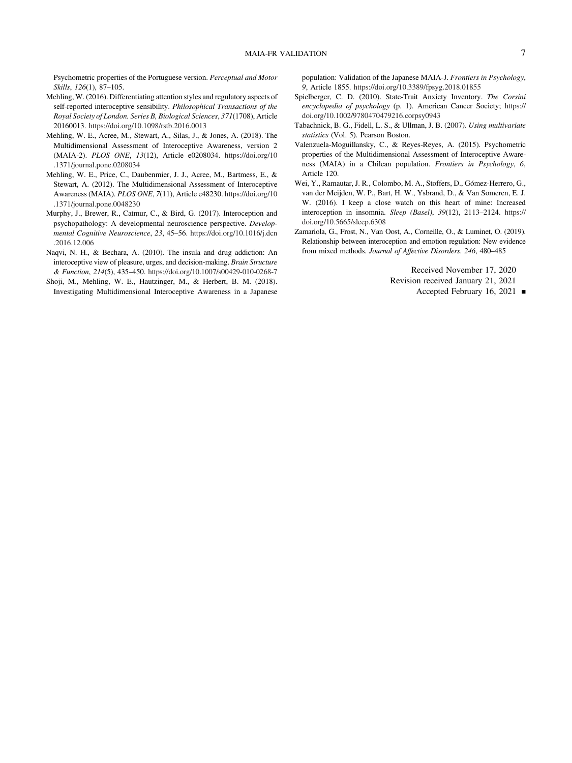Psychometric properties of the Portuguese version. *Perceptual and Motor Skills*, *126*(1), 87–105.

Mehling, W. (2016). Differentiating attention styles and regulatory aspects of self-reported interoceptive sensibility. *Philosophical Transactions of the Royal Society of London. Series B, Biological Sciences*, *371*(1708), Article 20160013. https://doi.org/10.1098/rstb.2016.0013

Mehling, W. E., Acree, M., Stewart, A., Silas, J., & Jones, A. (2018). The Multidimensional Assessment of Interoceptive Awareness, version 2 (MAIA-2). *PLOS ONE*, *13*(12), Article e0208034. https://doi.org/10.1371/journal.pone.0208034

Mehling, W. E., Price, C., Daubenmier, J. J., Acree, M., Bartmess, E., & Stewart, A. (2012). The Multidimensional Assessment of Interoceptive Awareness (MAIA). *PLOS ONE*, *7*(11), Article e48230. https://doi.org/10.1371/journal.pone.0048230

Murphy, J., Brewer, R., Catmur, C., & Bird, G. (2017). Interoception and psychopathology: A developmental neuroscience perspective. *Developmental Cognitive Neuroscience*, *23*, 45–56. https://doi.org/10.1016/j.dcn.2016.12.006

Naqvi, N. H., & Bechara, A. (2010). The insula and drug addiction: An interoceptive view of pleasure, urges, and decision-making. *Brain Structure & Function*, *214*(5), 435–450. https://doi.org/10.1007/s00429-010-0268-7

Shoji, M., Mehling, W. E., Hautzinger, M., & Herbert, B. M. (2018). Investigating Multidimensional Interoceptive Awareness in a Japanese population: Validation of the Japanese MAIA-J. *Frontiers in Psychology*, *9*, Article 1855. https://doi.org/10.3389/fpsyg.2018.01855

Spielberger, C. D. (2010). State-Trait Anxiety Inventory. *The Corsini encyclopedia of psychology* (p. 1). American Cancer Society; https://doi.org/10.1002/9780470479216.corpsy0943

Tabachnick, B. G., Fidell, L. S., & Ullman, J. B. (2007). *Using multivariate statistics* (Vol. 5). Pearson Boston.

Valenzuela-Moguillansky, C., & Reyes-Reyes, A. (2015). Psychometric properties of the Multidimensional Assessment of Interoceptive Awareness (MAIA) in a Chilean population. *Frontiers in Psychology*, *6*, Article 120.

Wei, Y., Ramautar, J. R., Colombo, M. A., Stoffers, D., Gómez-Herrero, G., van der Meijden, W. P., Bart, H. W., Ysbrand, D., & Van Someren, E. J. W. (2016). I keep a close watch on this heart of mine: Increased interoception in insomnia. *Sleep (Basel)*, *39*(12), 2113–2124. https://doi.org/10.5665/sleep.6308

Zamariola, G., Frost, N., Van Oost, A., Corneille, O., & Luminet, O. (2019). Relationship between interoception and emotion regulation: New evidence from mixed methods. *Journal of Affective Disorders*. *246*, 480–485

Received November 17, 2020
Revision received January 21, 2021
Accepted February 16, 2021 ■